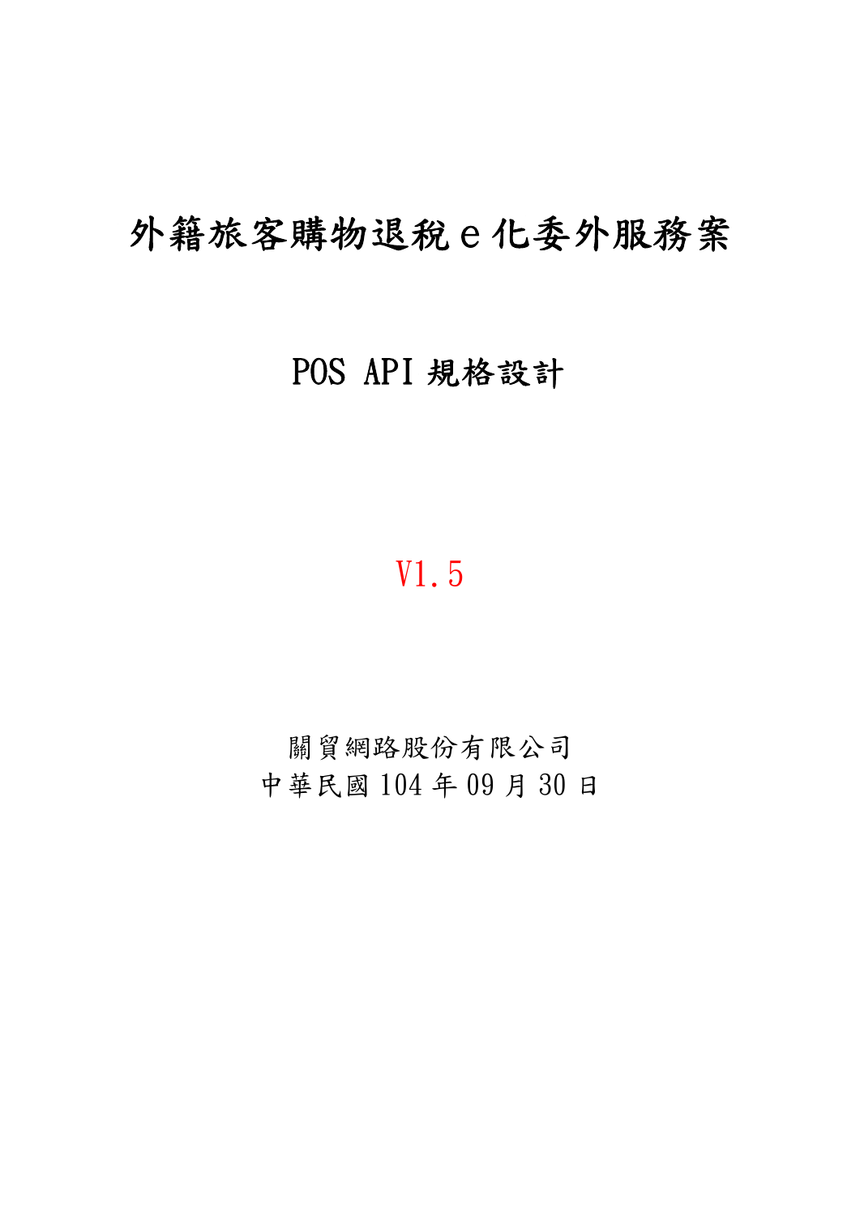# 外籍旅客購物退稅ｅ化委外服務案

## POS API 規格設計

V1.5

關貿網路股份有限公司

中華民國 104 年 09 月 30 日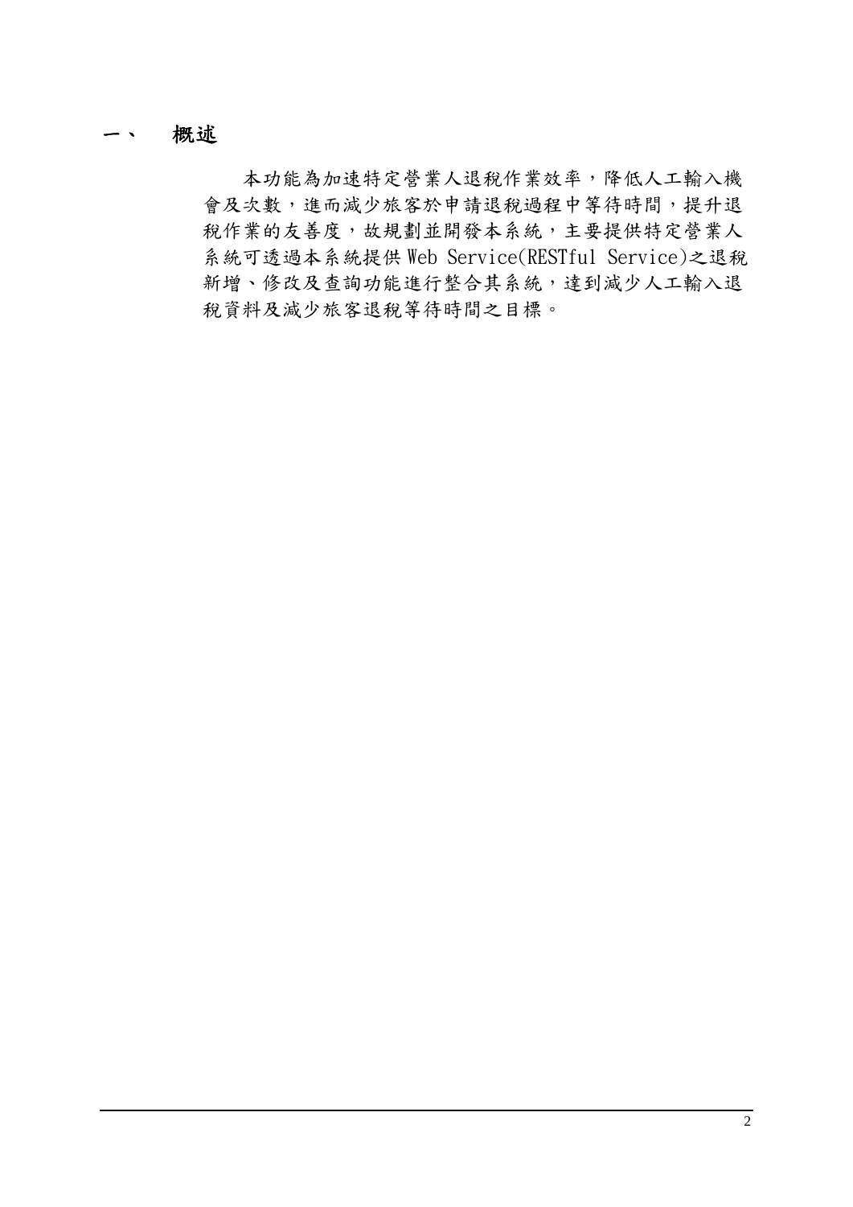# 一、 概述

本功能為加速特定營業人退稅作業效率，降低人工輸入機會及次數，進而減少旅客於申請退稅過程中等待時間，提升退稅作業的友善度，故規劃並開發本系統，主要提供特定營業人系統可透過本系統提供 Web Service(RESTful Service)之退稅新增、修改及查詢功能進行整合其系統，達到減少人工輸入退稅資料及減少旅客退稅等待時間之目標。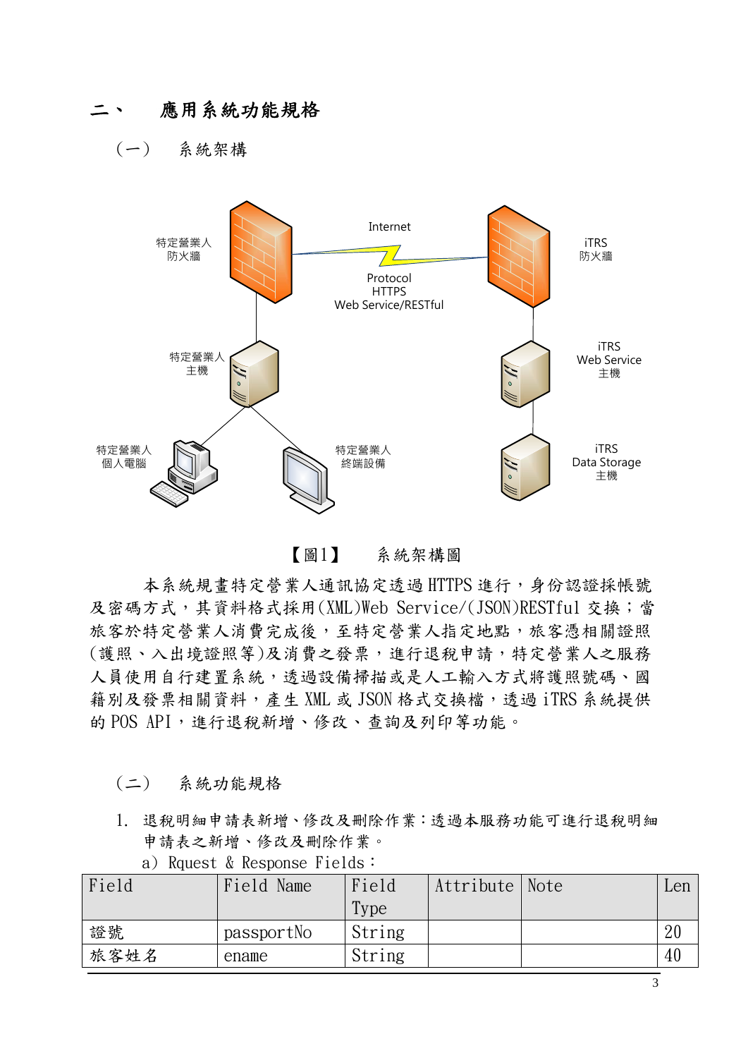# 二、 應用系統功能規格

## （一） 系統架構

【圖1】 系統架構圖

本系統規畫特定營業人通訊協定透過 HTTPS 進行，身份認證採帳號及密碼方式，其資料格式採用(XML)Web Service/(JSON)RESTful 交換；當旅客於特定營業人消費完成後，至特定營業人指定地點，旅客憑相關證照(護照、入出境證照等)及消費之發票，進行退稅申請，特定營業人之服務人員使用自行建置系統，透過設備掃描或是人工輸入方式將護照號碼、國籍別及發票相關資料，產生 XML 或 JSON 格式交換檔，透過 iTRS 系統提供的 POS API，進行退稅新增、修改、查詢及列印等功能。

## （二） 系統功能規格

1. 退稅明細申請表新增、修改及刪除作業：透過本服務功能可進行退稅明細申請表之新增、修改及刪除作業。

   a) Rquest & Response Fields：

| Field | Field Name | Field Type | Attribute | Note | Len |
|---|---|---|---|---|---|
| 證號 | passportNo | String | | | 20 |
| 旅客姓名 | ename | String | | | 40 |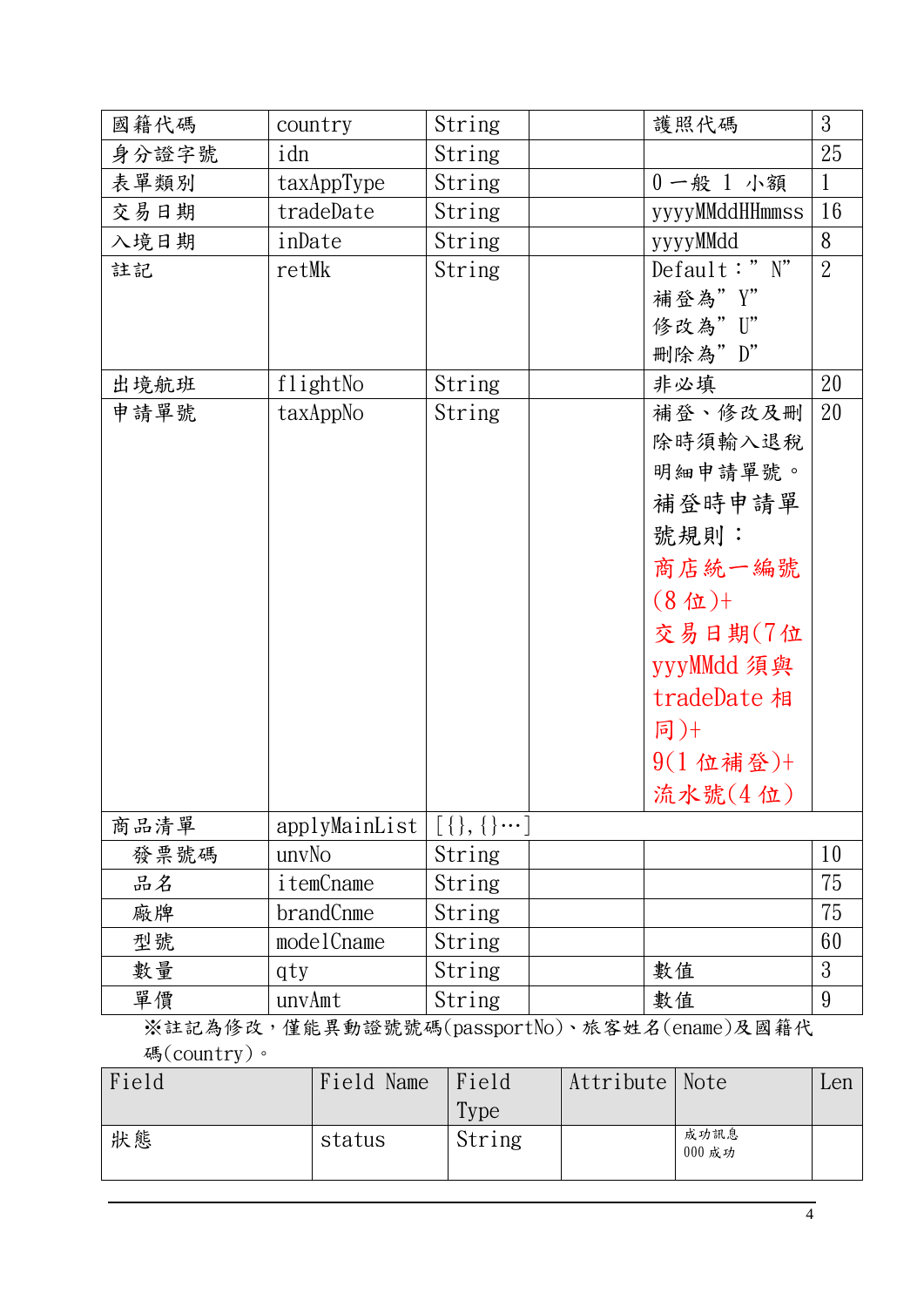| 國籍代碼 | country | String | | 護照代碼 | 3 |
|---|---|---|---|---|---|
| 身分證字號 | idn | String | | | 25 |
| 表單類別 | taxAppType | String | | 0 一般 1 小額 | 1 |
| 交易日期 | tradeDate | String | | yyyyMMddHHmmss | 16 |
| 入境日期 | inDate | String | | yyyyMMdd | 8 |
| 註記 | retMk | String | | Default：" N" 補登為" Y" 修改為" U" 刪除為" D" | 2 |
| 出境航班 | flightNo | String | | 非必填 | 20 |
| 申請單號 | taxAppNo | String | | 補登、修改及刪除時須輸入退稅明細申請單號。補登時申請單號規則：商店統一編號(8 位)+交易日期(7 位 yyyMMdd 須與 tradeDate 相同)+9(1 位補登)+流水號(4 位) | 20 |
| 商品清單 | applyMainList | [{},{}…] | | | |
| 發票號碼 | unvNo | String | | | 10 |
| 品名 | itemCname | String | | | 75 |
| 廠牌 | brandCnme | String | | | 75 |
| 型號 | modelCname | String | | | 60 |
| 數量 | qty | String | | 數值 | 3 |
| 單價 | unvAmt | String | | 數值 | 9 |

※註記為修改，僅能異動證號號碼(passportNo)、旅客姓名(ename)及國籍代碼(country)。

| Field | Field Name | Field Type | Attribute | Note | Len |
|---|---|---|---|---|---|
| 狀態 | status | String | | 成功訊息 000 成功 | |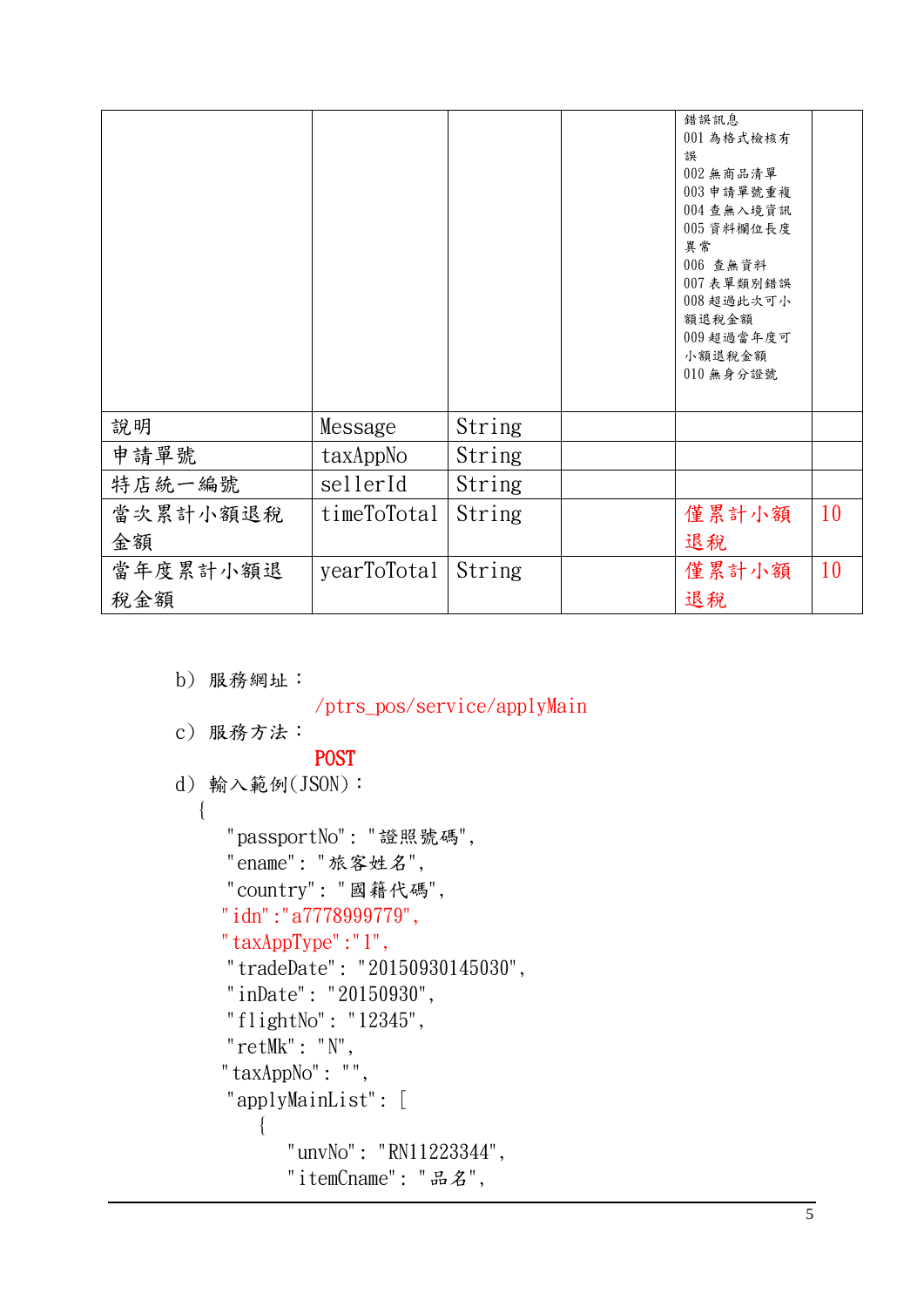|  |  |  |  | 錯誤訊息<br>001 為格式檢核有誤<br>002 無商品清單<br>003 申請單號重複<br>004 查無入境資訊<br>005 資料欄位長度異常<br>006 查無資料<br>007 表單類別錯誤<br>008 超過此次可小額退稅金額<br>009 超過當年度可小額退稅金額<br>010 無身分證號 |  |
|---|---|---|---|---|---|
| 說明 | Message | String |  |  |  |
| 申請單號 | taxAppNo | String |  |  |  |
| 特店統一編號 | sellerId | String |  |  |  |
| 當次累計小額退稅金額 | timeToTotal | String |  | 僅累計小額退稅 | 10 |
| 當年度累計小額退稅金額 | yearToTotal | String |  | 僅累計小額退稅 | 10 |

b) 服務網址：

/ptrs_pos/service/applyMain

c) 服務方法：

POST

d) 輸入範例(JSON)：

```
{
  "passportNo": "證照號碼",
  "ename": "旅客姓名",
  "country": "國籍代碼",
 "idn":"a7778999779",
 "taxAppType":"1",
  "tradeDate": "20150930145030",
  "inDate": "20150930",
  "flightNo": "12345",
  "retMk": "N",
 "taxAppNo": "",
  "applyMainList": [
    {
      "unvNo": "RN11223344",
      "itemCname": "品名",
```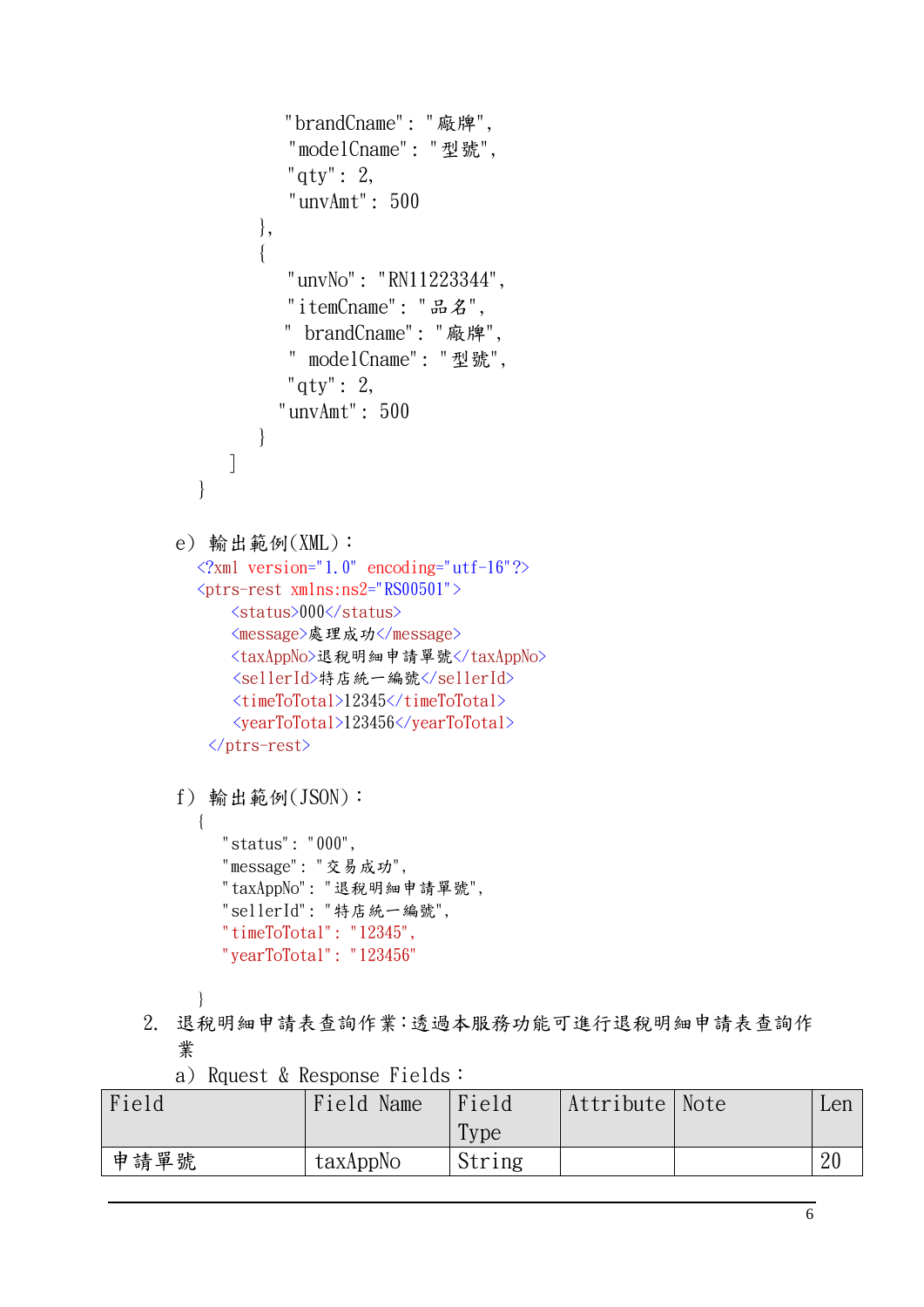```
            "brandCname": "廠牌",
            "modelCname": "型號",
            "qty": 2,
            "unvAmt": 500
        },
        {
            "unvNo": "RN11223344",
            "itemCname": "品名",
            " brandCname": "廠牌",
            " modelCname": "型號",
            "qty": 2,
            "unvAmt": 500
        }
    ]
}
```

e) 輸出範例(XML)：

```xml
<?xml version="1.0" encoding="utf-16"?>
<ptrs-rest xmlns:ns2="RS00501">
    <status>000</status>
    <message>處理成功</message>
    <taxAppNo>退稅明細申請單號</taxAppNo>
    <sellerId>特店統一編號</sellerId>
    <timeToTotal>12345</timeToTotal>
    <yearToTotal>123456</yearToTotal>
</ptrs-rest>
```

f) 輸出範例(JSON)：

```json
{
    "status": "000",
    "message": "交易成功",
    "taxAppNo": "退稅明細申請單號",
    "sellerId": "特店統一編號",
    "timeToTotal": "12345",
    "yearToTotal": "123456"

}
```

2. 退稅明細申請表查詢作業：透過本服務功能可進行退稅明細申請表查詢作業

a) Rquest & Response Fields：

| Field | Field Name | Field Type | Attribute | Note | Len |
|---|---|---|---|---|---|
| 申請單號 | taxAppNo | String | | | 20 |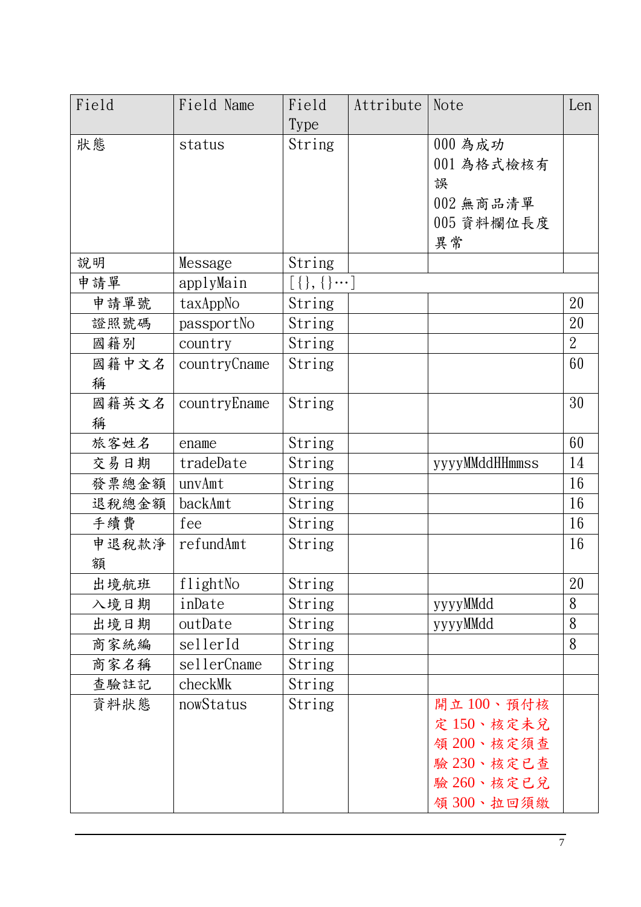| Field | Field Name | Field Type | Attribute | Note | Len |
|---|---|---|---|---|---|
| 狀態 | status | String | | 000 為成功<br>001 為格式檢核有誤<br>002 無商品清單<br>005 資料欄位長度異常 | |
| 說明 | Message | String | | | |
| 申請單 | applyMain | [{},{}…] | | | |
| 申請單號 | taxAppNo | String | | | 20 |
| 證照號碼 | passportNo | String | | | 20 |
| 國籍別 | country | String | | | 2 |
| 國籍中文名稱 | countryCname | String | | | 60 |
| 國籍英文名稱 | countryEname | String | | | 30 |
| 旅客姓名 | ename | String | | | 60 |
| 交易日期 | tradeDate | String | | yyyyMMddHHmmss | 14 |
| 發票總金額 | unvAmt | String | | | 16 |
| 退稅總金額 | backAmt | String | | | 16 |
| 手續費 | fee | String | | | 16 |
| 申退稅款淨額 | refundAmt | String | | | 16 |
| 出境航班 | flightNo | String | | | 20 |
| 入境日期 | inDate | String | | yyyyMMdd | 8 |
| 出境日期 | outDate | String | | yyyyMMdd | 8 |
| 商家統編 | sellerId | String | | | 8 |
| 商家名稱 | sellerCname | String | | | |
| 查驗註記 | checkMk | String | | | |
| 資料狀態 | nowStatus | String | | 開立 100、預付核定 150、核定未兌領 200、核定須查驗 230、核定已查驗 260、核定已兌領 300、拉回須繳 | |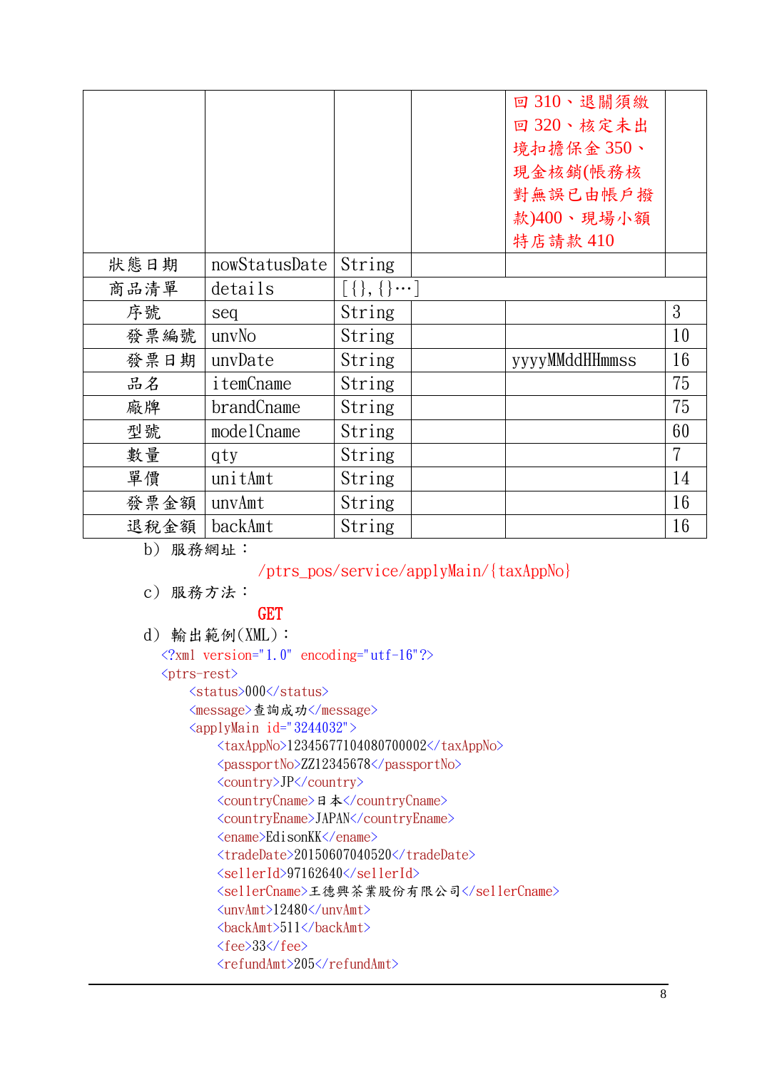| | | | | 回 310、退關須繳回 320、核定未出境扣擔保金 350、現金核銷(帳務核對無誤已由帳戶撥款)400、現場小額特店請款 410 | |
|---|---|---|---|---|---|
| 狀態日期 | nowStatusDate | String | | | |
| 商品清單 | details | [{},{}…] | | | |
| 序號 | seq | String | | | 3 |
| 發票編號 | unvNo | String | | | 10 |
| 發票日期 | unvDate | String | | yyyyMMddHHmmss | 16 |
| 品名 | itemCname | String | | | 75 |
| 廠牌 | brandCname | String | | | 75 |
| 型號 | modelCname | String | | | 60 |
| 數量 | qty | String | | | 7 |
| 單價 | unitAmt | String | | | 14 |
| 發票金額 | unvAmt | String | | | 16 |
| 退稅金額 | backAmt | String | | | 16 |

b） 服務網址：

/ptrs_pos/service/applyMain/{taxAppNo}

c） 服務方法：

**GET**

d） 輸出範例(XML)：

```
<?xml version="1.0" encoding="utf-16"?>
<ptrs-rest>
    <status>000</status>
    <message>查詢成功</message>
    <applyMain id="3244032">
        <taxAppNo>12345677104080700002</taxAppNo>
        <passportNo>ZZ12345678</passportNo>
        <country>JP</country>
        <countryCname>日本</countryCname>
        <countryEname>JAPAN</countryEname>
        <ename>EdisonKK</ename>
        <tradeDate>20150607040520</tradeDate>
        <sellerId>97162640</sellerId>
        <sellerCname>王德興茶業股份有限公司</sellerCname>
        <unvAmt>12480</unvAmt>
        <backAmt>511</backAmt>
        <fee>33</fee>
        <refundAmt>205</refundAmt>
```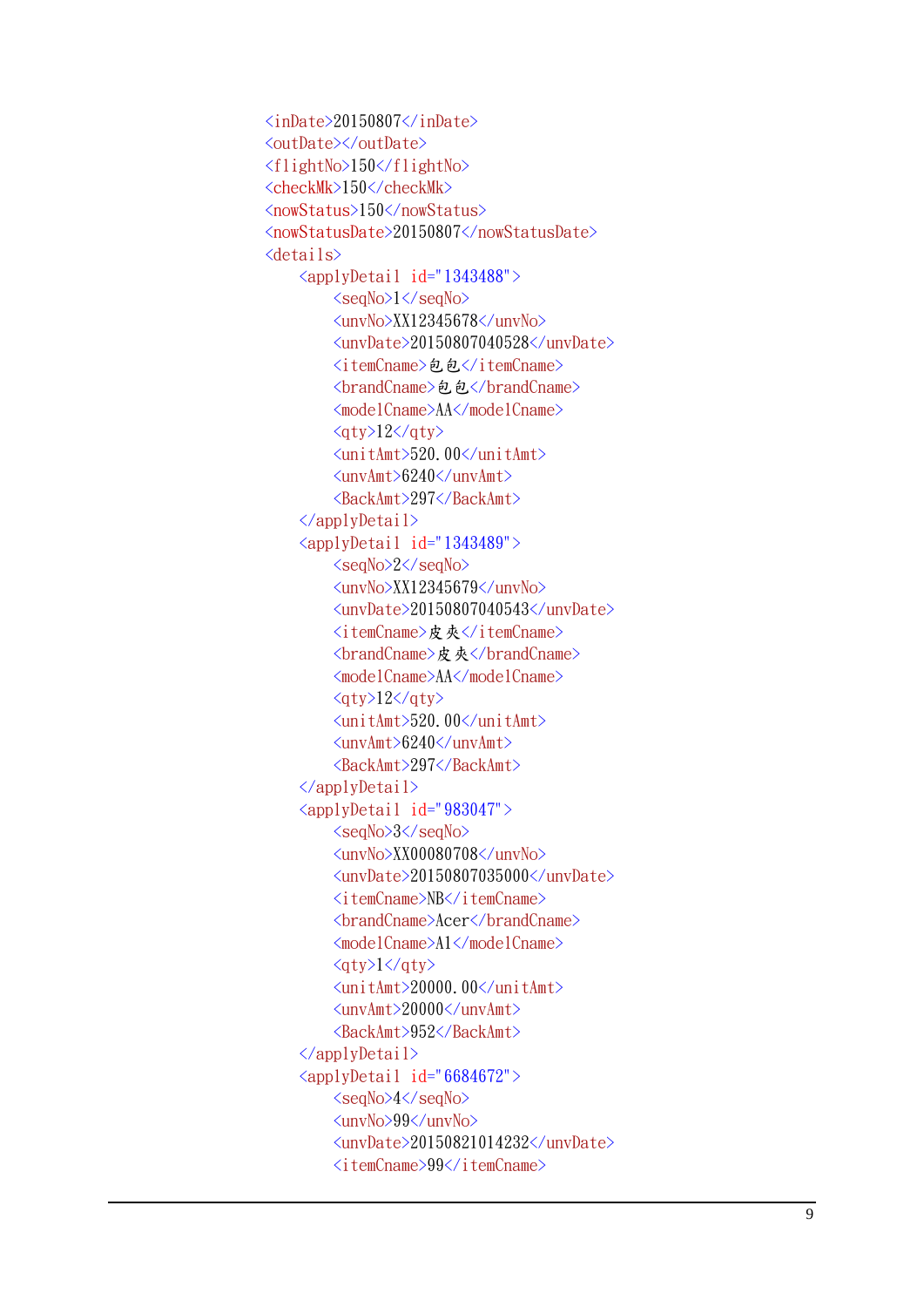```xml
<inDate>20150807</inDate>
<outDate></outDate>
<flightNo>150</flightNo>
<checkMk>150</checkMk>
<nowStatus>150</nowStatus>
<nowStatusDate>20150807</nowStatusDate>
<details>
    <applyDetail id="1343488">
        <seqNo>1</seqNo>
        <unvNo>XX12345678</unvNo>
        <unvDate>20150807040528</unvDate>
        <itemCname>包包</itemCname>
        <brandCname>包包</brandCname>
        <modelCname>AA</modelCname>
        <qty>12</qty>
        <unitAmt>520.00</unitAmt>
        <unvAmt>6240</unvAmt>
        <BackAmt>297</BackAmt>
    </applyDetail>
    <applyDetail id="1343489">
        <seqNo>2</seqNo>
        <unvNo>XX12345679</unvNo>
        <unvDate>20150807040543</unvDate>
        <itemCname>皮夾</itemCname>
        <brandCname>皮夾</brandCname>
        <modelCname>AA</modelCname>
        <qty>12</qty>
        <unitAmt>520.00</unitAmt>
        <unvAmt>6240</unvAmt>
        <BackAmt>297</BackAmt>
    </applyDetail>
    <applyDetail id="983047">
        <seqNo>3</seqNo>
        <unvNo>XX00080708</unvNo>
        <unvDate>20150807035000</unvDate>
        <itemCname>NB</itemCname>
        <brandCname>Acer</brandCname>
        <modelCname>A1</modelCname>
        <qty>1</qty>
        <unitAmt>20000.00</unitAmt>
        <unvAmt>20000</unvAmt>
        <BackAmt>952</BackAmt>
    </applyDetail>
    <applyDetail id="6684672">
        <seqNo>4</seqNo>
        <unvNo>99</unvNo>
        <unvDate>20150821014232</unvDate>
        <itemCname>99</itemCname>
```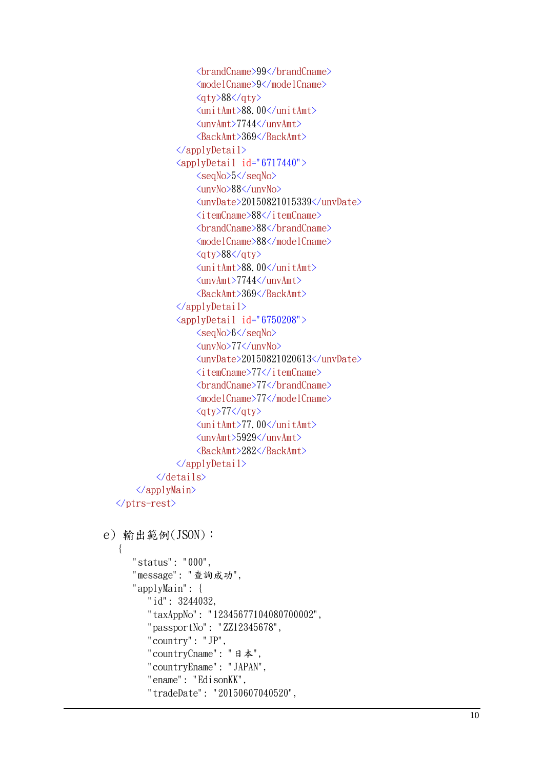```xml
                    <brandCname>99</brandCname>
                    <modelCname>9</modelCname>
                    <qty>88</qty>
                    <unitAmt>88.00</unitAmt>
                    <unvAmt>7744</unvAmt>
                    <BackAmt>369</BackAmt>
                </applyDetail>
                <applyDetail id="6717440">
                    <seqNo>5</seqNo>
                    <unvNo>88</unvNo>
                    <unvDate>20150821015339</unvDate>
                    <itemCname>88</itemCname>
                    <brandCname>88</brandCname>
                    <modelCname>88</modelCname>
                    <qty>88</qty>
                    <unitAmt>88.00</unitAmt>
                    <unvAmt>7744</unvAmt>
                    <BackAmt>369</BackAmt>
                </applyDetail>
                <applyDetail id="6750208">
                    <seqNo>6</seqNo>
                    <unvNo>77</unvNo>
                    <unvDate>20150821020613</unvDate>
                    <itemCname>77</itemCname>
                    <brandCname>77</brandCname>
                    <modelCname>77</modelCname>
                    <qty>77</qty>
                    <unitAmt>77.00</unitAmt>
                    <unvAmt>5929</unvAmt>
                    <BackAmt>282</BackAmt>
                </applyDetail>
            </details>
        </applyMain>
    </ptrs-rest>
```

e）輸出範例(JSON)：

```json
{
   "status": "000",
   "message": "查詢成功",
   "applyMain": {
      "id": 3244032,
      "taxAppNo": "12345677104080700002",
      "passportNo": "ZZ12345678",
      "country": "JP",
      "countryCname": "日本",
      "countryEname": "JAPAN",
      "ename": "EdisonKK",
      "tradeDate": "20150607040520",
```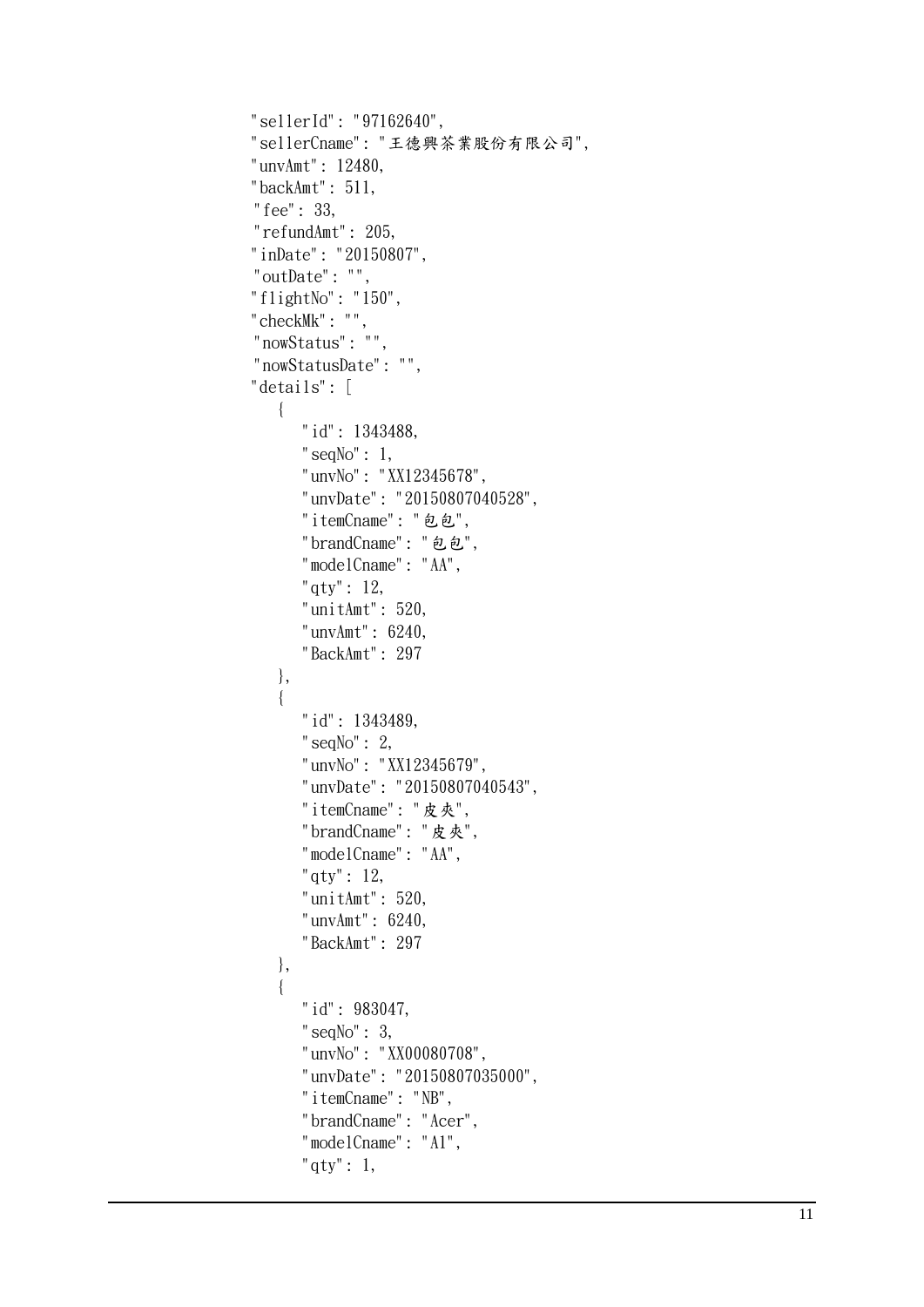```
"sellerId": "97162640",
"sellerCname": "王德興茶業股份有限公司",
"unvAmt": 12480,
"backAmt": 511,
"fee": 33,
"refundAmt": 205,
"inDate": "20150807",
"outDate": "",
"flightNo": "150",
"checkMk": "",
"nowStatus": "",
"nowStatusDate": "",
"details": [
   {
      "id": 1343488,
      "seqNo": 1,
      "unvNo": "XX12345678",
      "unvDate": "20150807040528",
      "itemCname": "包包",
      "brandCname": "包包",
      "modelCname": "AA",
      "qty": 12,
      "unitAmt": 520,
      "unvAmt": 6240,
      "BackAmt": 297
   },
   {
      "id": 1343489,
      "seqNo": 2,
      "unvNo": "XX12345679",
      "unvDate": "20150807040543",
      "itemCname": "皮夾",
      "brandCname": "皮夾",
      "modelCname": "AA",
      "qty": 12,
      "unitAmt": 520,
      "unvAmt": 6240,
      "BackAmt": 297
   },
   {
      "id": 983047,
      "seqNo": 3,
      "unvNo": "XX00080708",
      "unvDate": "20150807035000",
      "itemCname": "NB",
      "brandCname": "Acer",
      "modelCname": "A1",
      "qty": 1,
```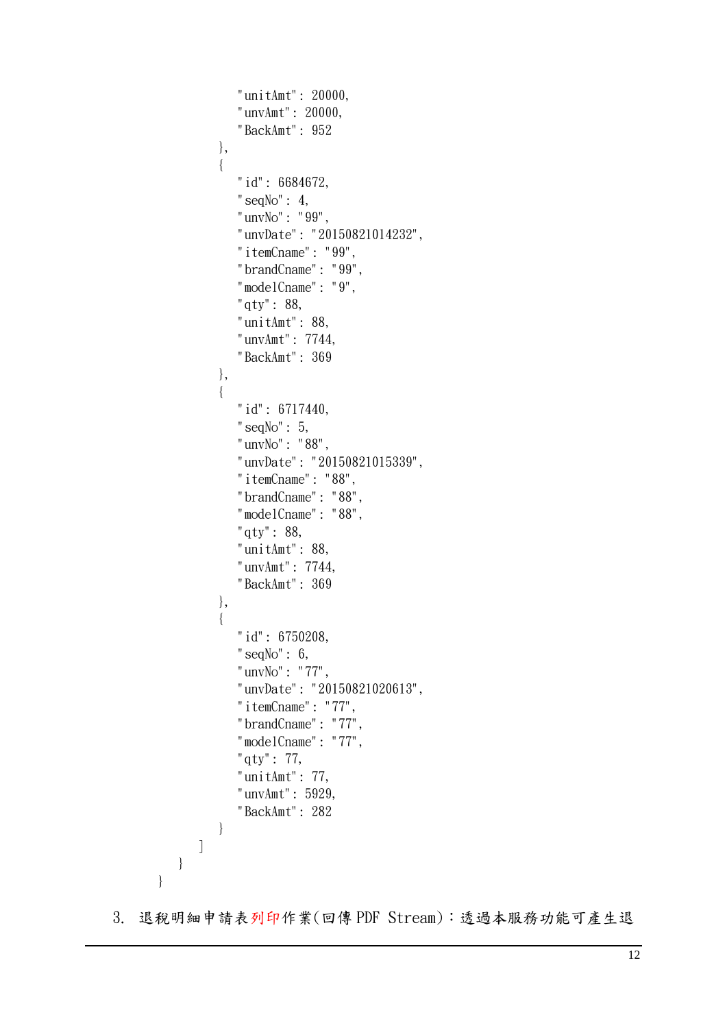```
                "unitAmt": 20000,
                "unvAmt": 20000,
                "BackAmt": 952
            },
            {
                "id": 6684672,
                "seqNo": 4,
                "unvNo": "99",
                "unvDate": "20150821014232",
                "itemCname": "99",
                "brandCname": "99",
                "modelCname": "9",
                "qty": 88,
                "unitAmt": 88,
                "unvAmt": 7744,
                "BackAmt": 369
            },
            {
                "id": 6717440,
                "seqNo": 5,
                "unvNo": "88",
                "unvDate": "20150821015339",
                "itemCname": "88",
                "brandCname": "88",
                "modelCname": "88",
                "qty": 88,
                "unitAmt": 88,
                "unvAmt": 7744,
                "BackAmt": 369
            },
            {
                "id": 6750208,
                "seqNo": 6,
                "unvNo": "77",
                "unvDate": "20150821020613",
                "itemCname": "77",
                "brandCname": "77",
                "modelCname": "77",
                "qty": 77,
                "unitAmt": 77,
                "unvAmt": 5929,
                "BackAmt": 282
            }
        ]
    }
}
```

3. 退稅明細申請表列印作業(回傳 PDF Stream)：透過本服務功能可產生退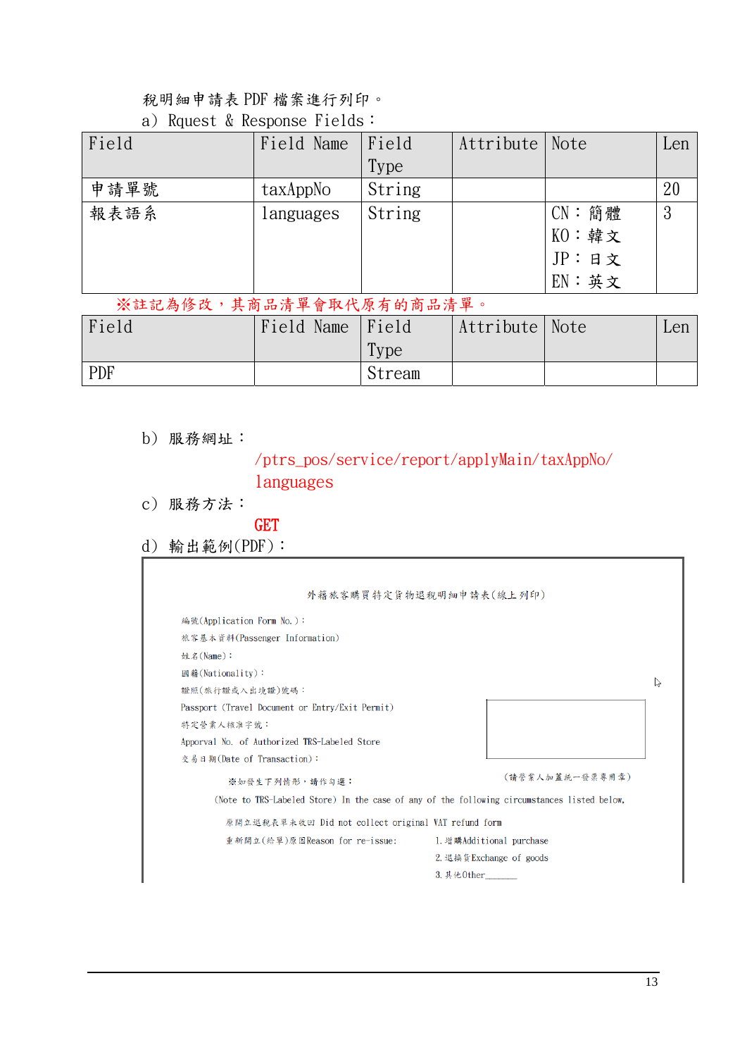稅明細申請表 PDF 檔案進行列印。

a） Rquest & Response Fields：

| Field | Field Name | Field Type | Attribute | Note | Len |
|---|---|---|---|---|---|
| 申請單號 | taxAppNo | String | | | 20 |
| 報表語系 | languages | String | | CN：簡體<br>KO：韓文<br>JP：日文<br>EN：英文 | 3 |

※註記為修改，其商品清單會取代原有的商品清單。

| Field | Field Name | Field Type | Attribute | Note | Len |
|---|---|---|---|---|---|
| PDF | | Stream | | | |

b） 服務網址：

/ptrs_pos/service/report/applyMain/taxAppNo/languages

c） 服務方法：

**GET**

d） 輸出範例(PDF)：

外籍旅客購買特定貨物退稅明細申請表(線上列印)

編號(Application Form No.)：

旅客基本資料(Passenger Information)

姓名(Name)：

國籍(Nationality)：

護照(旅行證或入出境證)號碼：

Passport (Travel Document or Entry/Exit Permit)

特定營業人核准字號：

Apporval No. of Authorized TRS-Labeled Store

交易日期(Date of Transaction)：

(請營業人加蓋統一發票專用章)

※如發生下列情形，請作勾選：

(Note to TRS-Labeled Store) In the case of any of the following circumstances listed below,

原開立退稅表單未收回 Did not collect original VAT refund form

重新開立(給單)原因Reason for re-issue:

1. 增購Additional purchase

2. 退換貨Exchange of goods

3. 其他Other______